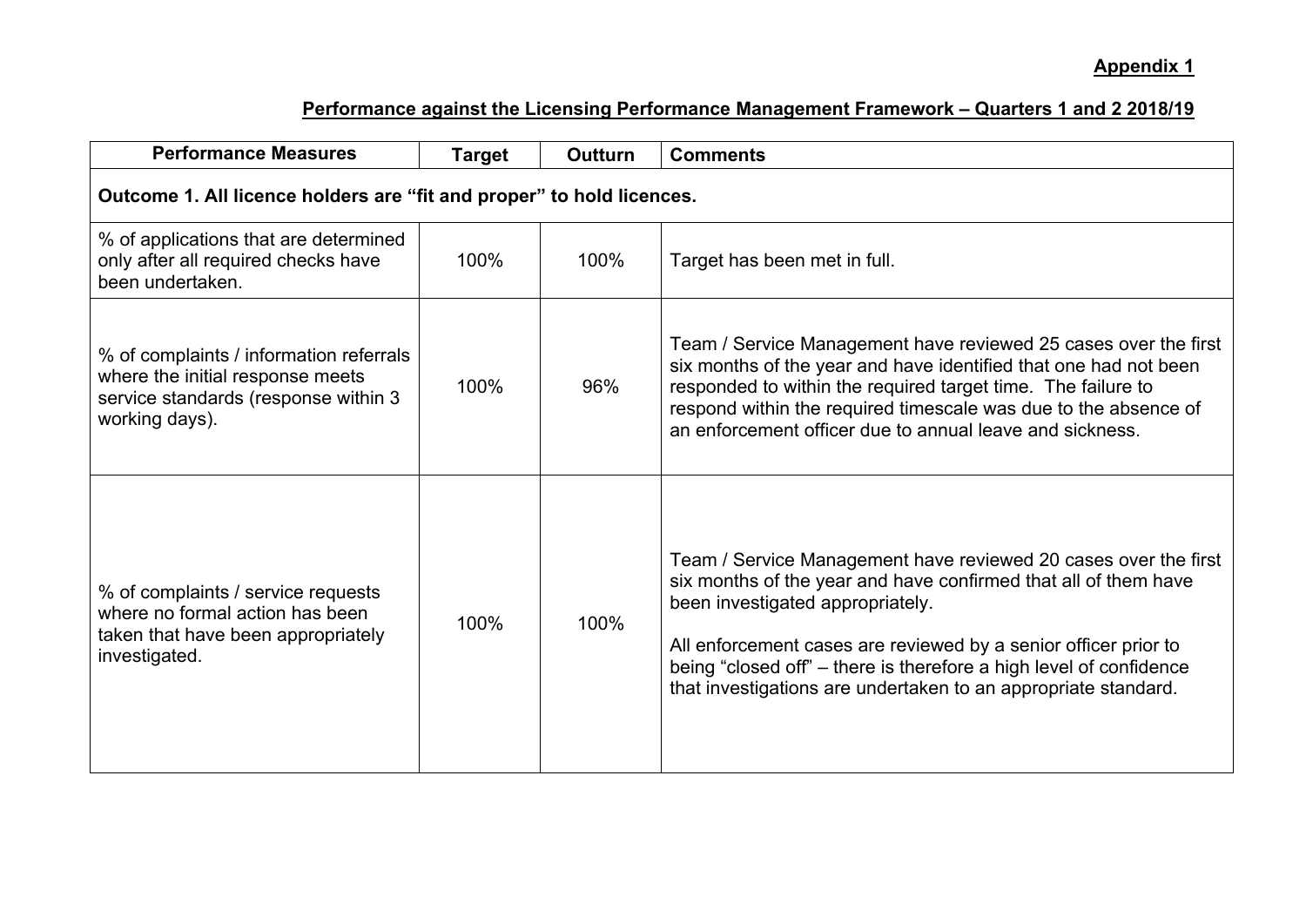**Appendix 1**

**Performance against the Licensing Performance Management Framework – Quarters 1 and 2 2018/19**

| Performance Measures | Target | Outturn | Comments |
| --- | --- | --- | --- |
| **Outcome 1. All licence holders are “fit and proper” to hold licences.** | | | |
| % of applications that are determined only after all required checks have been undertaken. | 100% | 100% | Target has been met in full. |
| % of complaints / information referrals where the initial response meets service standards (response within 3 working days). | 100% | 96% | Team / Service Management have reviewed 25 cases over the first six months of the year and have identified that one had not been responded to within the required target time. The failure to respond within the required timescale was due to the absence of an enforcement officer due to annual leave and sickness. |
| % of complaints / service requests where no formal action has been taken that have been appropriately investigated. | 100% | 100% | Team / Service Management have reviewed 20 cases over the first six months of the year and have confirmed that all of them have been investigated appropriately.<br><br>All enforcement cases are reviewed by a senior officer prior to being “closed off” – there is therefore a high level of confidence that investigations are undertaken to an appropriate standard. |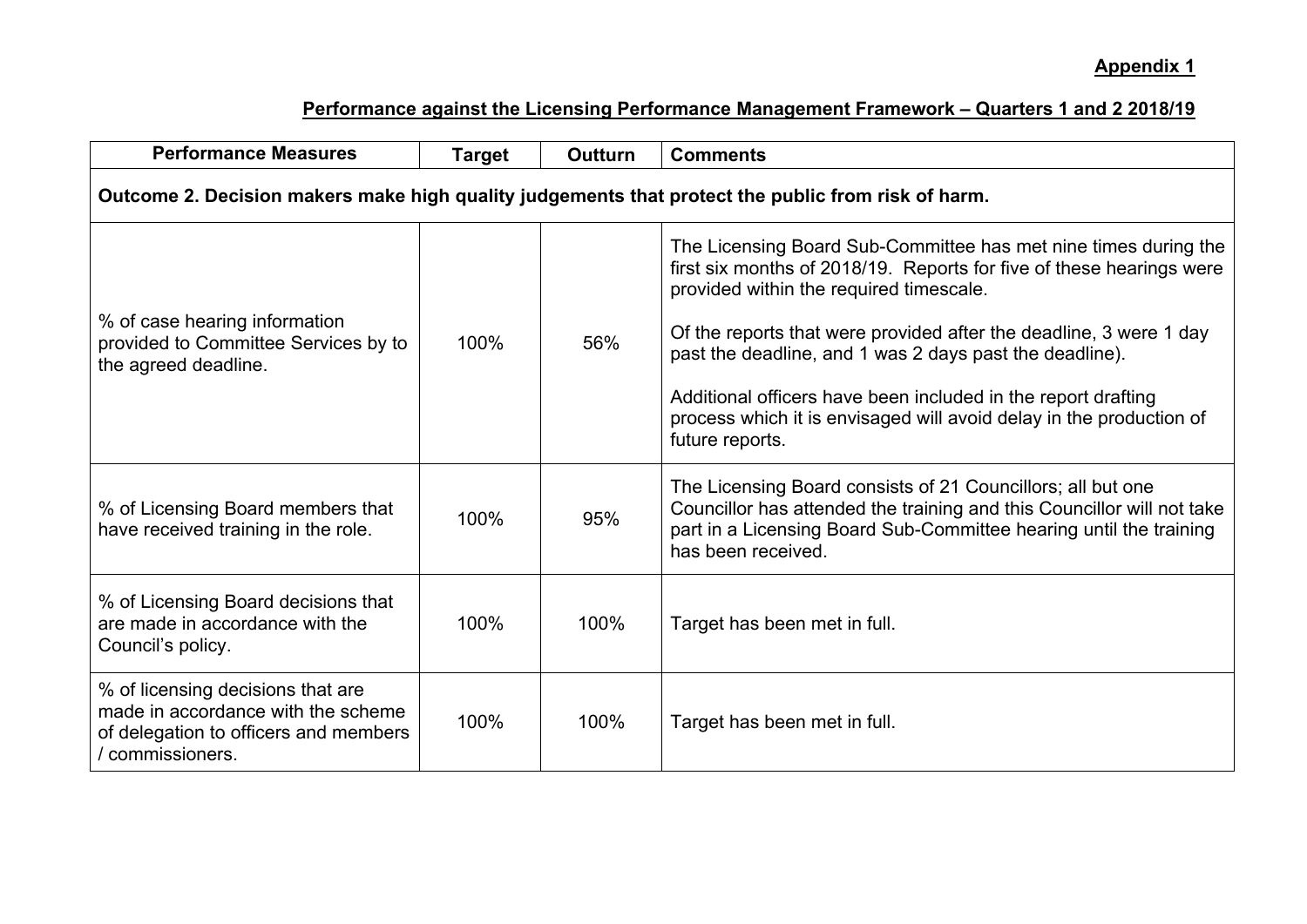**Appendix 1**

**Performance against the Licensing Performance Management Framework – Quarters 1 and 2 2018/19**

| Performance Measures | Target | Outturn | Comments |
|---|---|---|---|
| **Outcome 2. Decision makers make high quality judgements that protect the public from risk of harm.** | | | |
| % of case hearing information provided to Committee Services by to the agreed deadline. | 100% | 56% | The Licensing Board Sub-Committee has met nine times during the first six months of 2018/19. Reports for five of these hearings were provided within the required timescale.<br><br>Of the reports that were provided after the deadline, 3 were 1 day past the deadline, and 1 was 2 days past the deadline).<br><br>Additional officers have been included in the report drafting process which it is envisaged will avoid delay in the production of future reports. |
| % of Licensing Board members that have received training in the role. | 100% | 95% | The Licensing Board consists of 21 Councillors; all but one Councillor has attended the training and this Councillor will not take part in a Licensing Board Sub-Committee hearing until the training has been received. |
| % of Licensing Board decisions that are made in accordance with the Council's policy. | 100% | 100% | Target has been met in full. |
| % of licensing decisions that are made in accordance with the scheme of delegation to officers and members / commissioners. | 100% | 100% | Target has been met in full. |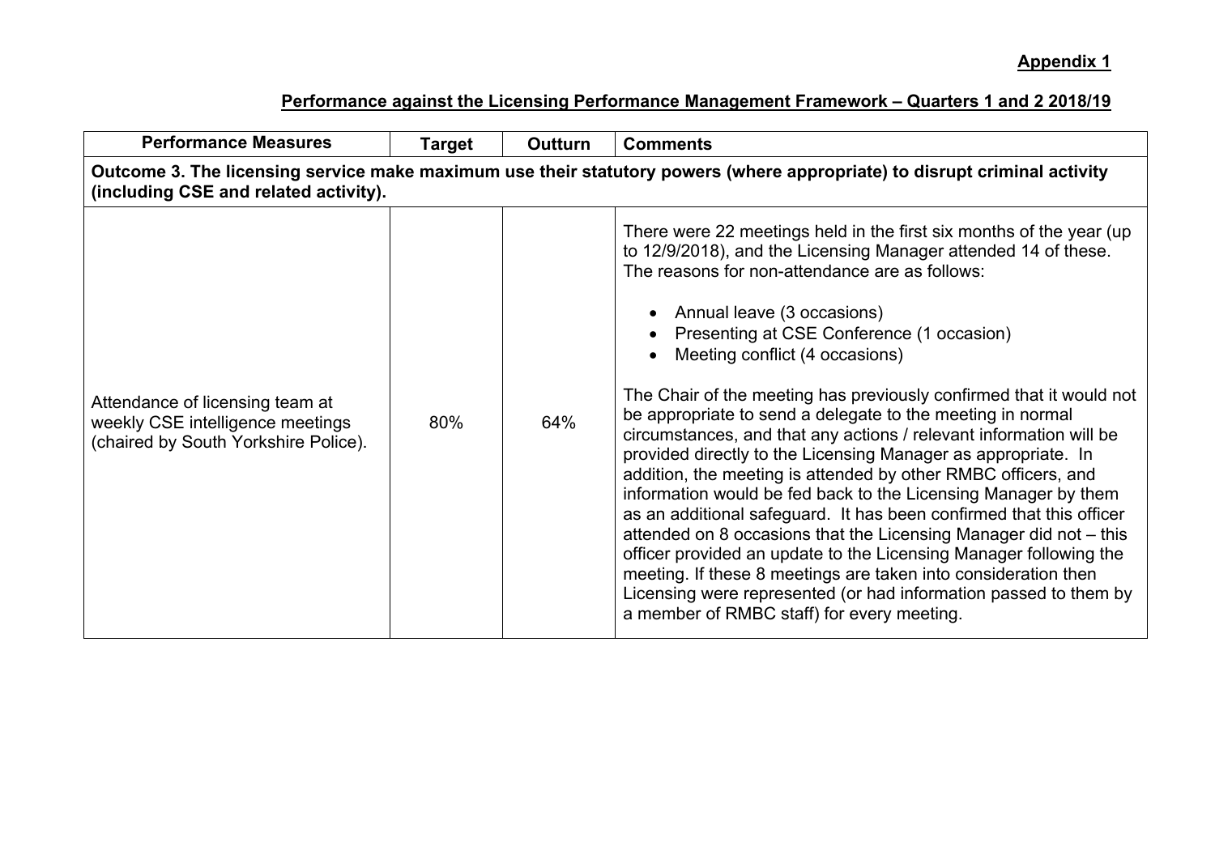**Appendix 1**

**Performance against the Licensing Performance Management Framework – Quarters 1 and 2 2018/19**

| Performance Measures | Target | Outturn | Comments |
|---|---|---|---|
| **Outcome 3. The licensing service make maximum use their statutory powers (where appropriate) to disrupt criminal activity (including CSE and related activity).** | | | |
| Attendance of licensing team at weekly CSE intelligence meetings (chaired by South Yorkshire Police). | 80% | 64% | There were 22 meetings held in the first six months of the year (up to 12/9/2018), and the Licensing Manager attended 14 of these. The reasons for non-attendance are as follows:<br><br>• Annual leave (3 occasions)<br>• Presenting at CSE Conference (1 occasion)<br>• Meeting conflict (4 occasions)<br><br>The Chair of the meeting has previously confirmed that it would not be appropriate to send a delegate to the meeting in normal circumstances, and that any actions / relevant information will be provided directly to the Licensing Manager as appropriate. In addition, the meeting is attended by other RMBC officers, and information would be fed back to the Licensing Manager by them as an additional safeguard. It has been confirmed that this officer attended on 8 occasions that the Licensing Manager did not – this officer provided an update to the Licensing Manager following the meeting. If these 8 meetings are taken into consideration then Licensing were represented (or had information passed to them by a member of RMBC staff) for every meeting. |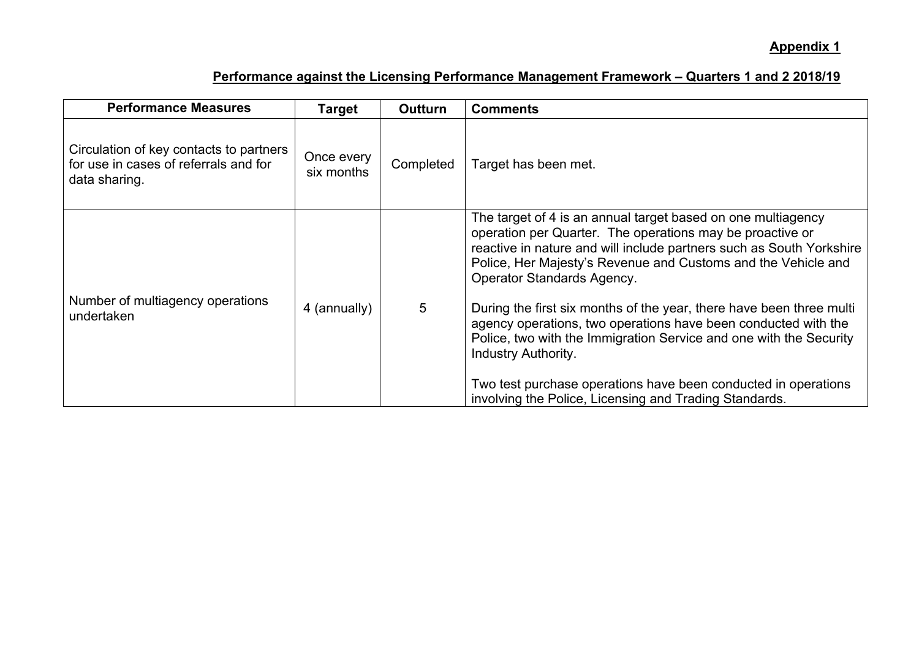**Appendix 1**

**Performance against the Licensing Performance Management Framework – Quarters 1 and 2 2018/19**

| Performance Measures | Target | Outturn | Comments |
|---|---|---|---|
| Circulation of key contacts to partners for use in cases of referrals and for data sharing. | Once every six months | Completed | Target has been met. |
| Number of multiagency operations undertaken | 4 (annually) | 5 | The target of 4 is an annual target based on one multiagency operation per Quarter. The operations may be proactive or reactive in nature and will include partners such as South Yorkshire Police, Her Majesty's Revenue and Customs and the Vehicle and Operator Standards Agency.<br><br>During the first six months of the year, there have been three multi agency operations, two operations have been conducted with the Police, two with the Immigration Service and one with the Security Industry Authority.<br><br>Two test purchase operations have been conducted in operations involving the Police, Licensing and Trading Standards. |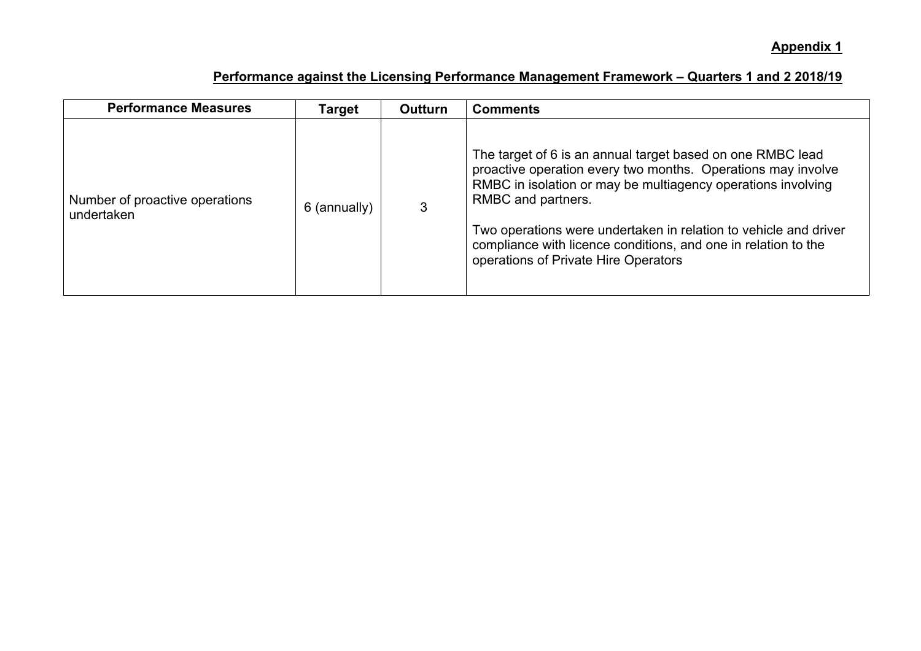**Appendix 1**

**Performance against the Licensing Performance Management Framework – Quarters 1 and 2 2018/19**

| Performance Measures | Target | Outturn | Comments |
|---|---|---|---|
| Number of proactive operations undertaken | 6 (annually) | 3 | The target of 6 is an annual target based on one RMBC lead proactive operation every two months. Operations may involve RMBC in isolation or may be multiagency operations involving RMBC and partners.<br><br>Two operations were undertaken in relation to vehicle and driver compliance with licence conditions, and one in relation to the operations of Private Hire Operators |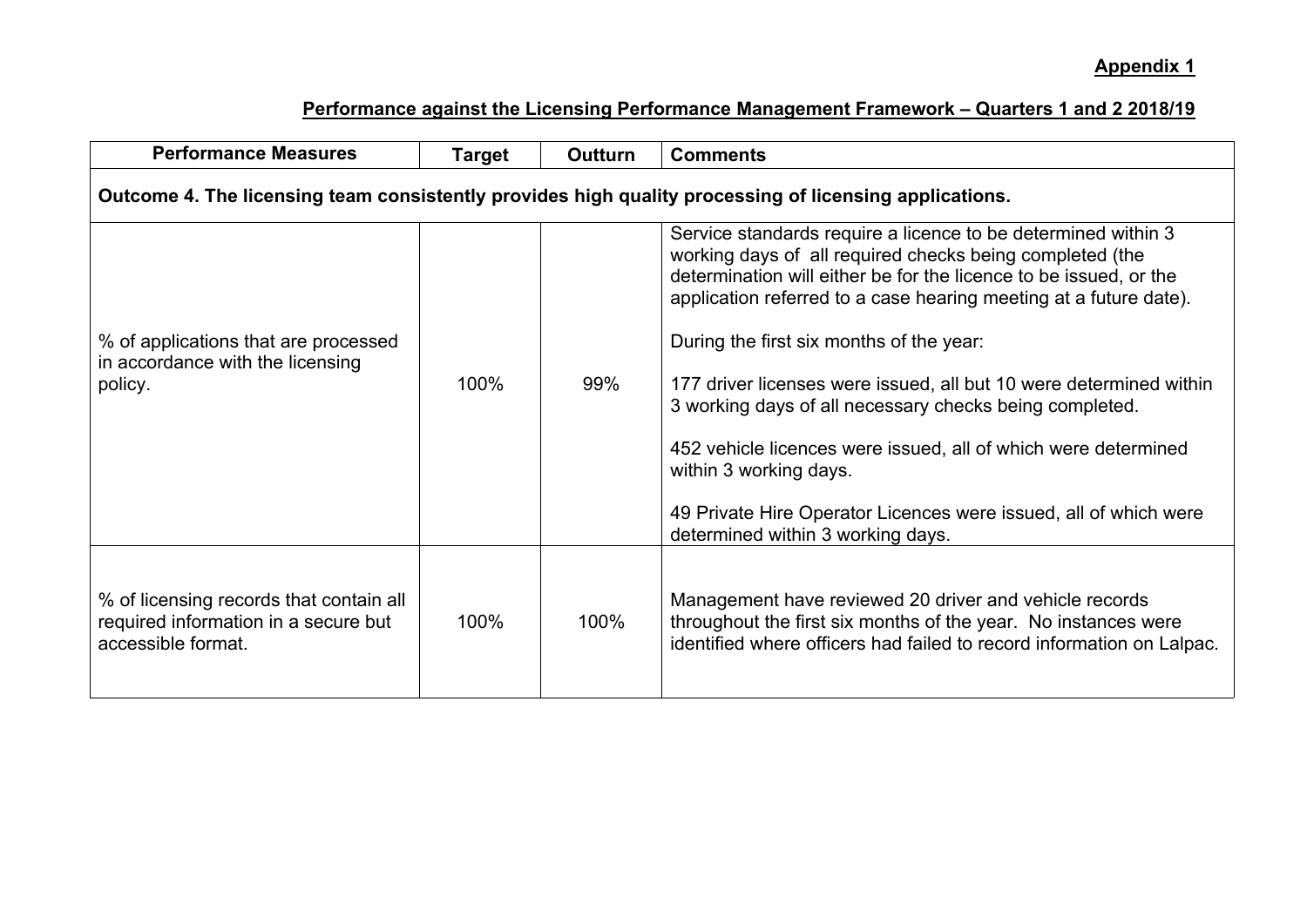**Appendix 1**

**Performance against the Licensing Performance Management Framework – Quarters 1 and 2 2018/19**

| Performance Measures | Target | Outturn | Comments |
|---|---|---|---|
| **Outcome 4. The licensing team consistently provides high quality processing of licensing applications.** | | | |
| % of applications that are processed in accordance with the licensing policy. | 100% | 99% | Service standards require a licence to be determined within 3 working days of all required checks being completed (the determination will either be for the licence to be issued, or the application referred to a case hearing meeting at a future date).<br><br>During the first six months of the year:<br><br>177 driver licenses were issued, all but 10 were determined within 3 working days of all necessary checks being completed.<br><br>452 vehicle licences were issued, all of which were determined within 3 working days.<br><br>49 Private Hire Operator Licences were issued, all of which were determined within 3 working days. |
| % of licensing records that contain all required information in a secure but accessible format. | 100% | 100% | Management have reviewed 20 driver and vehicle records throughout the first six months of the year. No instances were identified where officers had failed to record information on Lalpac. |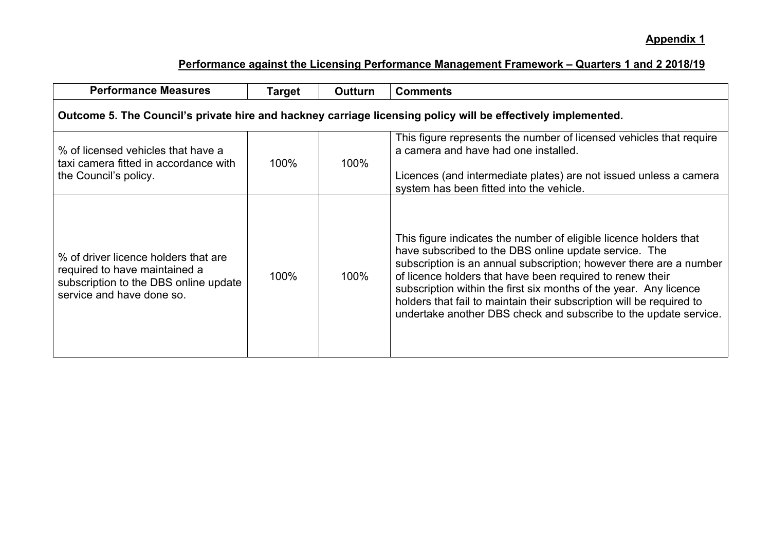**Appendix 1**

**Performance against the Licensing Performance Management Framework – Quarters 1 and 2 2018/19**

| Performance Measures | Target | Outturn | Comments |
|---|---|---|---|
| **Outcome 5. The Council's private hire and hackney carriage licensing policy will be effectively implemented.** | | | |
| % of licensed vehicles that have a taxi camera fitted in accordance with the Council's policy. | 100% | 100% | This figure represents the number of licensed vehicles that require a camera and have had one installed.<br><br>Licences (and intermediate plates) are not issued unless a camera system has been fitted into the vehicle. |
| % of driver licence holders that are required to have maintained a subscription to the DBS online update service and have done so. | 100% | 100% | This figure indicates the number of eligible licence holders that have subscribed to the DBS online update service. The subscription is an annual subscription; however there are a number of licence holders that have been required to renew their subscription within the first six months of the year. Any licence holders that fail to maintain their subscription will be required to undertake another DBS check and subscribe to the update service. |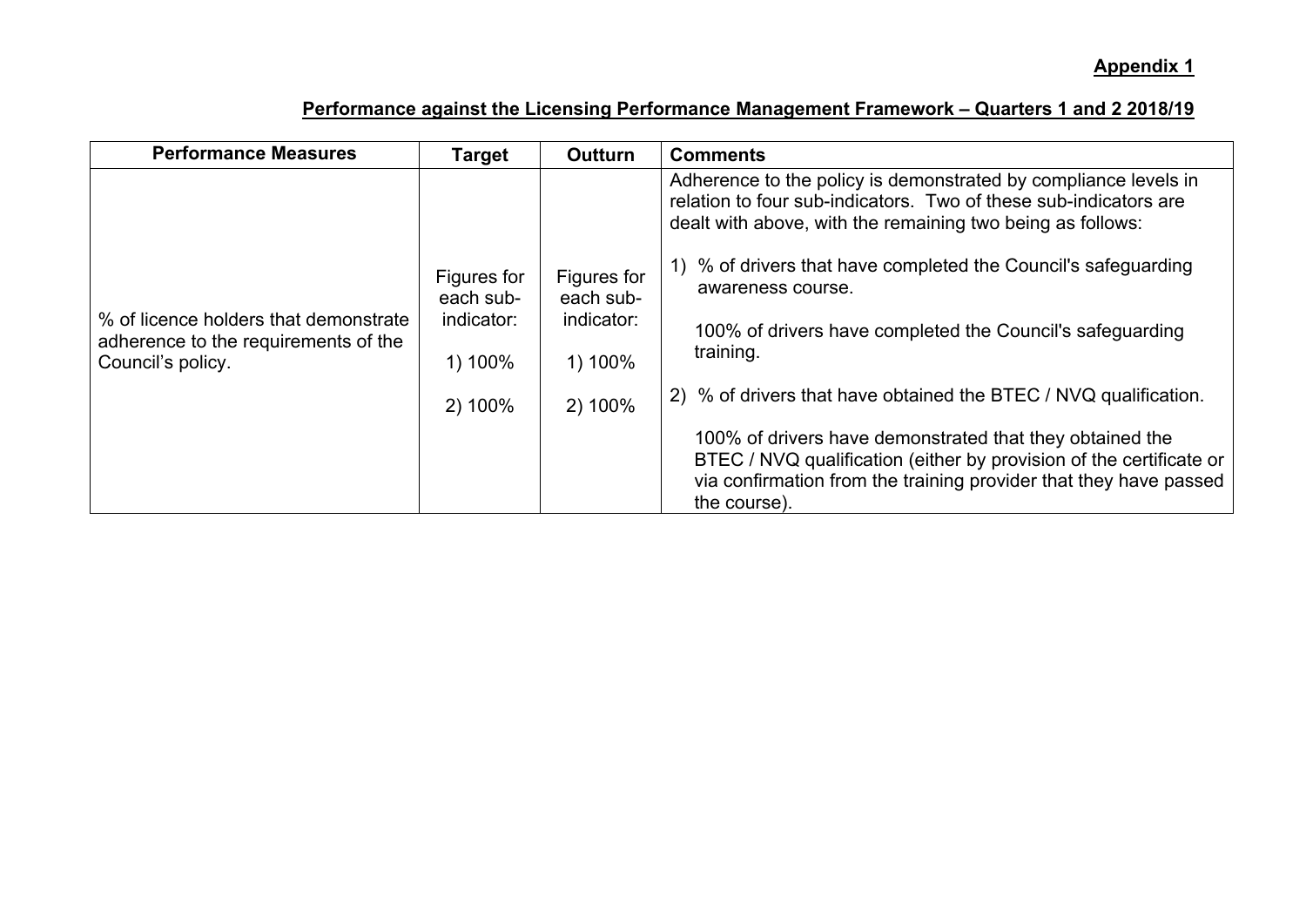**Appendix 1**

**Performance against the Licensing Performance Management Framework – Quarters 1 and 2 2018/19**

| Performance Measures | Target | Outturn | Comments |
|---|---|---|---|
| % of licence holders that demonstrate adherence to the requirements of the Council's policy. | Figures for each sub-indicator:<br><br>1) 100%<br><br>2) 100% | Figures for each sub-indicator:<br><br>1) 100%<br><br>2) 100% | Adherence to the policy is demonstrated by compliance levels in relation to four sub-indicators. Two of these sub-indicators are dealt with above, with the remaining two being as follows:<br><br>1) % of drivers that have completed the Council's safeguarding awareness course.<br><br>100% of drivers have completed the Council's safeguarding training.<br><br>2) % of drivers that have obtained the BTEC / NVQ qualification.<br><br>100% of drivers have demonstrated that they obtained the BTEC / NVQ qualification (either by provision of the certificate or via confirmation from the training provider that they have passed the course). |